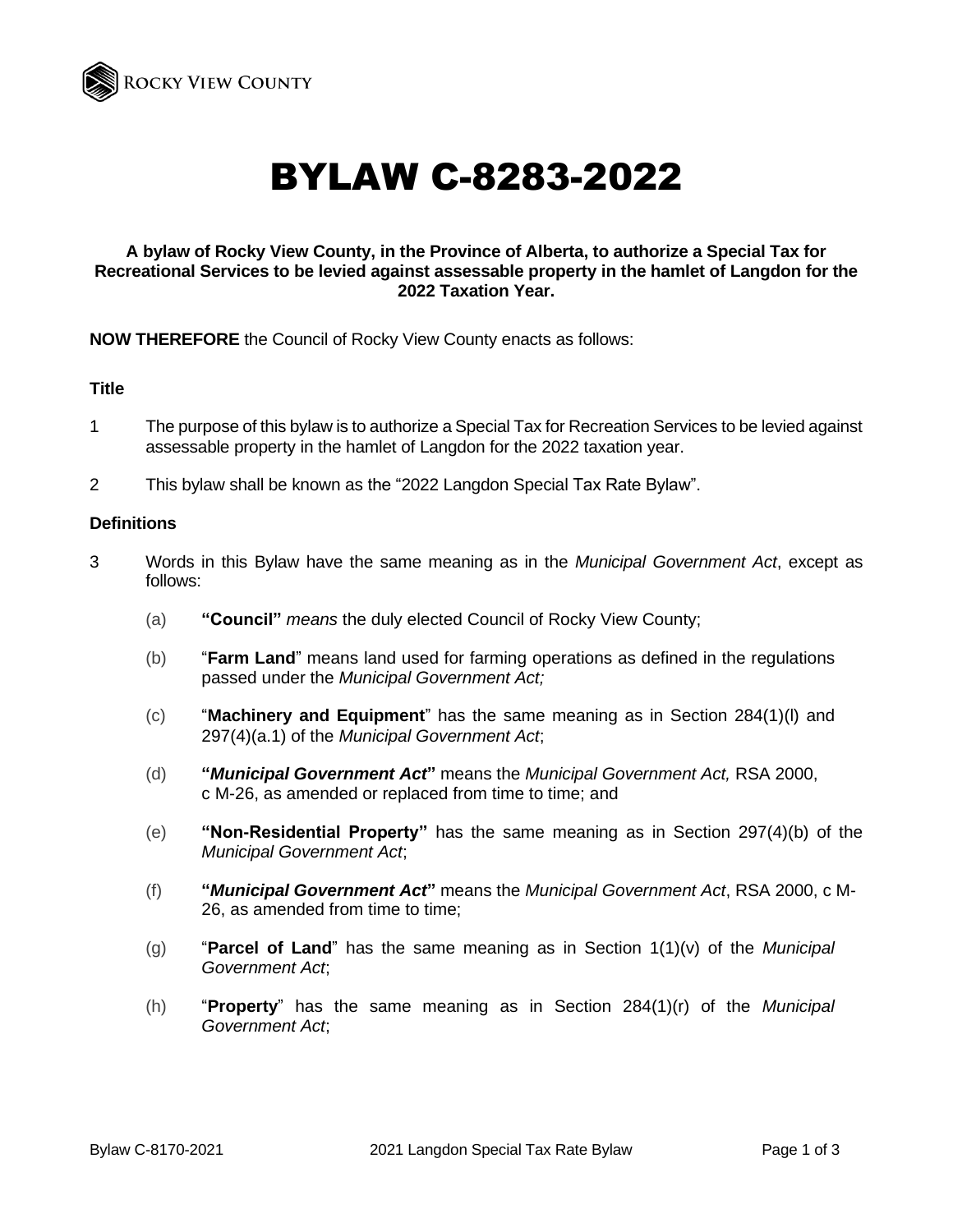# BYLAW C-8283-2022

**A bylaw of Rocky View County, in the Province of Alberta, to authorize a Special Tax for Recreational Services to be levied against assessable property in the hamlet of Langdon for the 2022 Taxation Year.**

**NOW THEREFORE** the Council of Rocky View County enacts as follows:

### Title

1 The purpose of this bylaw is to authorize a Special Tax for Recreation Services to be levied against assessable property in the hamlet of Langdon for the 2022 taxation year.

2 This bylaw shall be known as the "2022 Langdon Special Tax Rate Bylaw".

### Definitions

3 Words in this Bylaw have the same meaning as in the *Municipal Government Act*, except as follows:

(a) **"Council"** *means* the duly elected Council of Rocky View County;

(b) "**Farm Land**" means land used for farming operations as defined in the regulations passed under the *Municipal Government Act;*

(c) "**Machinery and Equipment**" has the same meaning as in Section 284(1)(l) and 297(4)(a.1) of the *Municipal Government Act*;

(d) **"*Municipal Government Act*"** means the *Municipal Government Act,* RSA 2000, c M-26, as amended or replaced from time to time; and

(e) **"Non-Residential Property"** has the same meaning as in Section 297(4)(b) of the *Municipal Government Act*;

(f) **"*Municipal Government Act*"** means the *Municipal Government Act*, RSA 2000, c M-26, as amended from time to time;

(g) "**Parcel of Land**" has the same meaning as in Section 1(1)(v) of the *Municipal Government Act*;

(h) "**Property**" has the same meaning as in Section 284(1)(r) of the *Municipal Government Act*;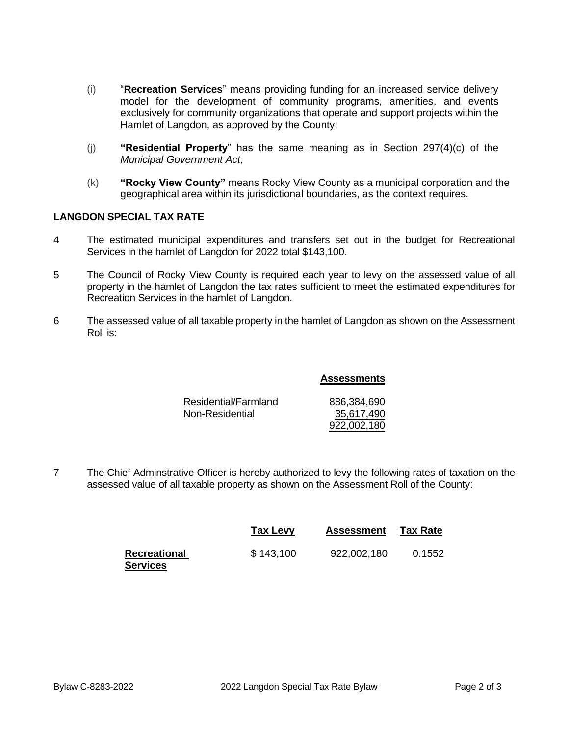(i) “**Recreation Services**” means providing funding for an increased service delivery model for the development of community programs, amenities, and events exclusively for community organizations that operate and support projects within the Hamlet of Langdon, as approved by the County;

(j) **“Residential Property**” has the same meaning as in Section 297(4)(c) of the *Municipal Government Act*;

(k) **“Rocky View County”** means Rocky View County as a municipal corporation and the geographical area within its jurisdictional boundaries, as the context requires.

**LANGDON SPECIAL TAX RATE**

4 The estimated municipal expenditures and transfers set out in the budget for Recreational Services in the hamlet of Langdon for 2022 total $143,100.

5 The Council of Rocky View County is required each year to levy on the assessed value of all property in the hamlet of Langdon the tax rates sufficient to meet the estimated expenditures for Recreation Services in the hamlet of Langdon.

6 The assessed value of all taxable property in the hamlet of Langdon as shown on the Assessment Roll is:

| | **Assessments** |
|---|---|
| Residential/Farmland | 886,384,690 |
| Non-Residential | 35,617,490 |
| | 922,002,180 |

7 The Chief Adminstrative Officer is hereby authorized to levy the following rates of taxation on the assessed value of all taxable property as shown on the Assessment Roll of the County:

| | **Tax Levy** | **Assessment** | **Tax Rate** |
|---|---|---|---|
| **Recreational Services** | $ 143,100 | 922,002,180 | 0.1552 |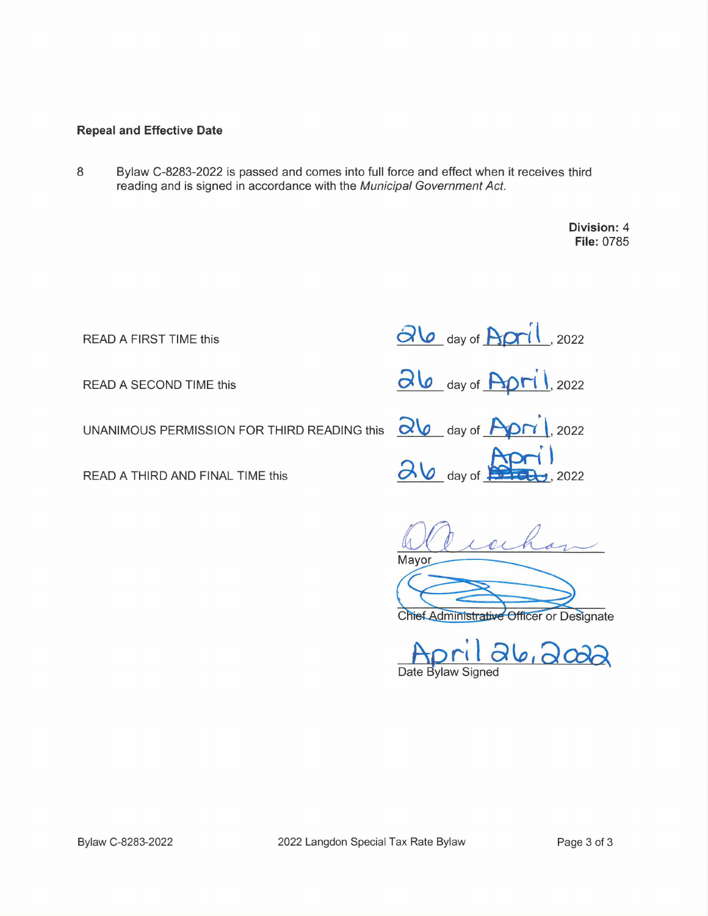**Repeal and Effective Date**

8 Bylaw C-8283-2022 is passed and comes into full force and effect when it receives third reading and is signed in accordance with the *Municipal Government Act.*

**Division:** 4
**File:** 0785

| | |
|---|---|
| READ A FIRST TIME this | 26 day of April, 2022 |
| READ A SECOND TIME this | 26 day of April, 2022 |
| UNANIMOUS PERMISSION FOR THIRD READING this | 26 day of April, 2022 |
| READ A THIRD AND FINAL TIME this | 26 day of April, 2022 |

Mayor

Chief Administrative Officer or Designate

April 26, 2022
Date Bylaw Signed